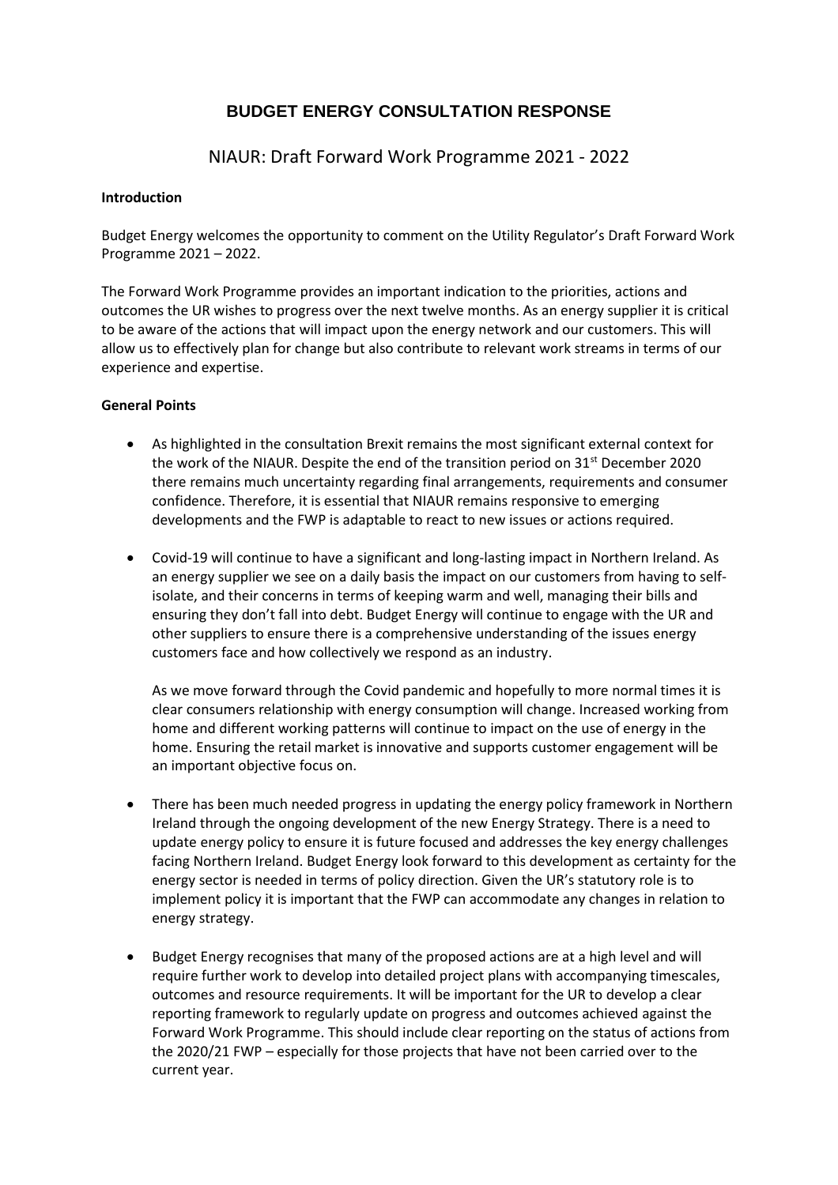# BUDGET ENERGY CONSULTATION RESPONSE

## NIAUR: Draft Forward Work Programme 2021 - 2022

**Introduction**

Budget Energy welcomes the opportunity to comment on the Utility Regulator's Draft Forward Work Programme 2021 – 2022.

The Forward Work Programme provides an important indication to the priorities, actions and outcomes the UR wishes to progress over the next twelve months. As an energy supplier it is critical to be aware of the actions that will impact upon the energy network and our customers. This will allow us to effectively plan for change but also contribute to relevant work streams in terms of our experience and expertise.

**General Points**

- As highlighted in the consultation Brexit remains the most significant external context for the work of the NIAUR. Despite the end of the transition period on 31st December 2020 there remains much uncertainty regarding final arrangements, requirements and consumer confidence. Therefore, it is essential that NIAUR remains responsive to emerging developments and the FWP is adaptable to react to new issues or actions required.

- Covid-19 will continue to have a significant and long-lasting impact in Northern Ireland. As an energy supplier we see on a daily basis the impact on our customers from having to self-isolate, and their concerns in terms of keeping warm and well, managing their bills and ensuring they don't fall into debt. Budget Energy will continue to engage with the UR and other suppliers to ensure there is a comprehensive understanding of the issues energy customers face and how collectively we respond as an industry.

  As we move forward through the Covid pandemic and hopefully to more normal times it is clear consumers relationship with energy consumption will change. Increased working from home and different working patterns will continue to impact on the use of energy in the home. Ensuring the retail market is innovative and supports customer engagement will be an important objective focus on.

- There has been much needed progress in updating the energy policy framework in Northern Ireland through the ongoing development of the new Energy Strategy. There is a need to update energy policy to ensure it is future focused and addresses the key energy challenges facing Northern Ireland. Budget Energy look forward to this development as certainty for the energy sector is needed in terms of policy direction. Given the UR's statutory role is to implement policy it is important that the FWP can accommodate any changes in relation to energy strategy.

- Budget Energy recognises that many of the proposed actions are at a high level and will require further work to develop into detailed project plans with accompanying timescales, outcomes and resource requirements. It will be important for the UR to develop a clear reporting framework to regularly update on progress and outcomes achieved against the Forward Work Programme. This should include clear reporting on the status of actions from the 2020/21 FWP – especially for those projects that have not been carried over to the current year.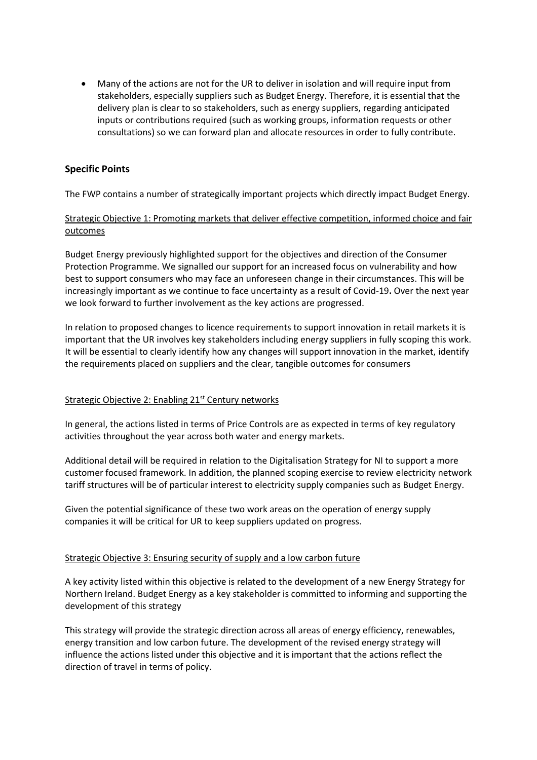- Many of the actions are not for the UR to deliver in isolation and will require input from stakeholders, especially suppliers such as Budget Energy. Therefore, it is essential that the delivery plan is clear to so stakeholders, such as energy suppliers, regarding anticipated inputs or contributions required (such as working groups, information requests or other consultations) so we can forward plan and allocate resources in order to fully contribute.

## Specific Points

The FWP contains a number of strategically important projects which directly impact Budget Energy.

<u>Strategic Objective 1: Promoting markets that deliver effective competition, informed choice and fair outcomes</u>

Budget Energy previously highlighted support for the objectives and direction of the Consumer Protection Programme. We signalled our support for an increased focus on vulnerability and how best to support consumers who may face an unforeseen change in their circumstances. This will be increasingly important as we continue to face uncertainty as a result of Covid-19**.** Over the next year we look forward to further involvement as the key actions are progressed.

In relation to proposed changes to licence requirements to support innovation in retail markets it is important that the UR involves key stakeholders including energy suppliers in fully scoping this work. It will be essential to clearly identify how any changes will support innovation in the market, identify the requirements placed on suppliers and the clear, tangible outcomes for consumers

<u>Strategic Objective 2: Enabling 21st Century networks</u>

In general, the actions listed in terms of Price Controls are as expected in terms of key regulatory activities throughout the year across both water and energy markets.

Additional detail will be required in relation to the Digitalisation Strategy for NI to support a more customer focused framework. In addition, the planned scoping exercise to review electricity network tariff structures will be of particular interest to electricity supply companies such as Budget Energy.

Given the potential significance of these two work areas on the operation of energy supply companies it will be critical for UR to keep suppliers updated on progress.

<u>Strategic Objective 3: Ensuring security of supply and a low carbon future</u>

A key activity listed within this objective is related to the development of a new Energy Strategy for Northern Ireland. Budget Energy as a key stakeholder is committed to informing and supporting the development of this strategy

This strategy will provide the strategic direction across all areas of energy efficiency, renewables, energy transition and low carbon future. The development of the revised energy strategy will influence the actions listed under this objective and it is important that the actions reflect the direction of travel in terms of policy.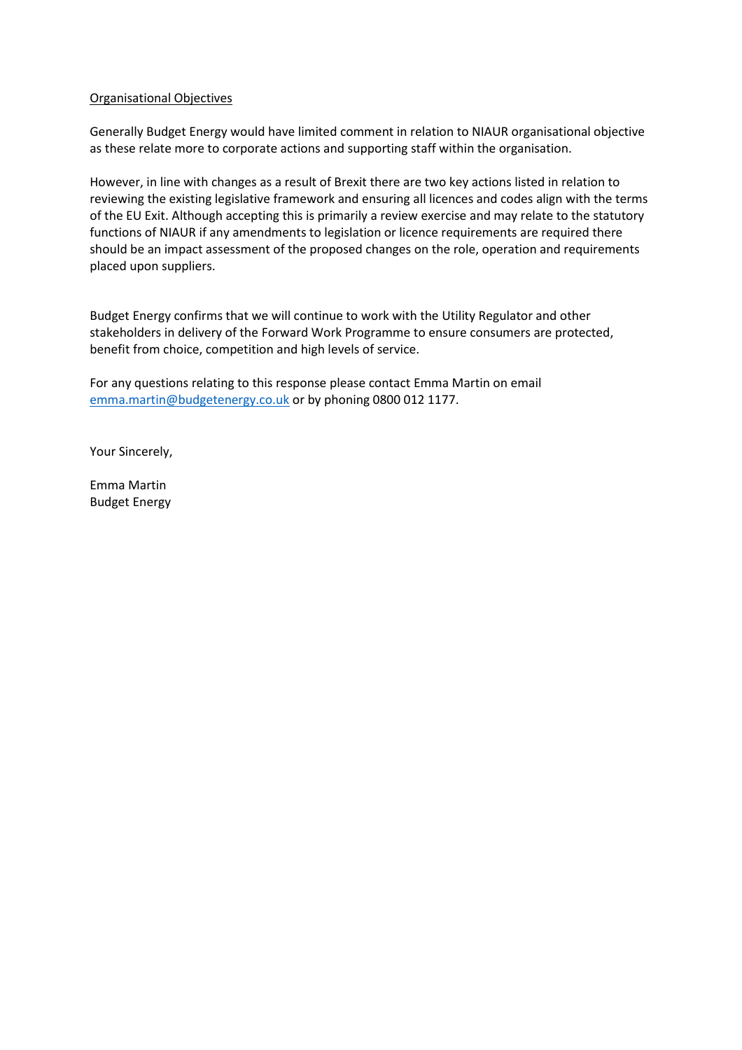Organisational Objectives

Generally Budget Energy would have limited comment in relation to NIAUR organisational objective as these relate more to corporate actions and supporting staff within the organisation.

However, in line with changes as a result of Brexit there are two key actions listed in relation to reviewing the existing legislative framework and ensuring all licences and codes align with the terms of the EU Exit. Although accepting this is primarily a review exercise and may relate to the statutory functions of NIAUR if any amendments to legislation or licence requirements are required there should be an impact assessment of the proposed changes on the role, operation and requirements placed upon suppliers.

Budget Energy confirms that we will continue to work with the Utility Regulator and other stakeholders in delivery of the Forward Work Programme to ensure consumers are protected, benefit from choice, competition and high levels of service.

For any questions relating to this response please contact Emma Martin on email emma.martin@budgetenergy.co.uk or by phoning 0800 012 1177.

Your Sincerely,

Emma Martin
Budget Energy